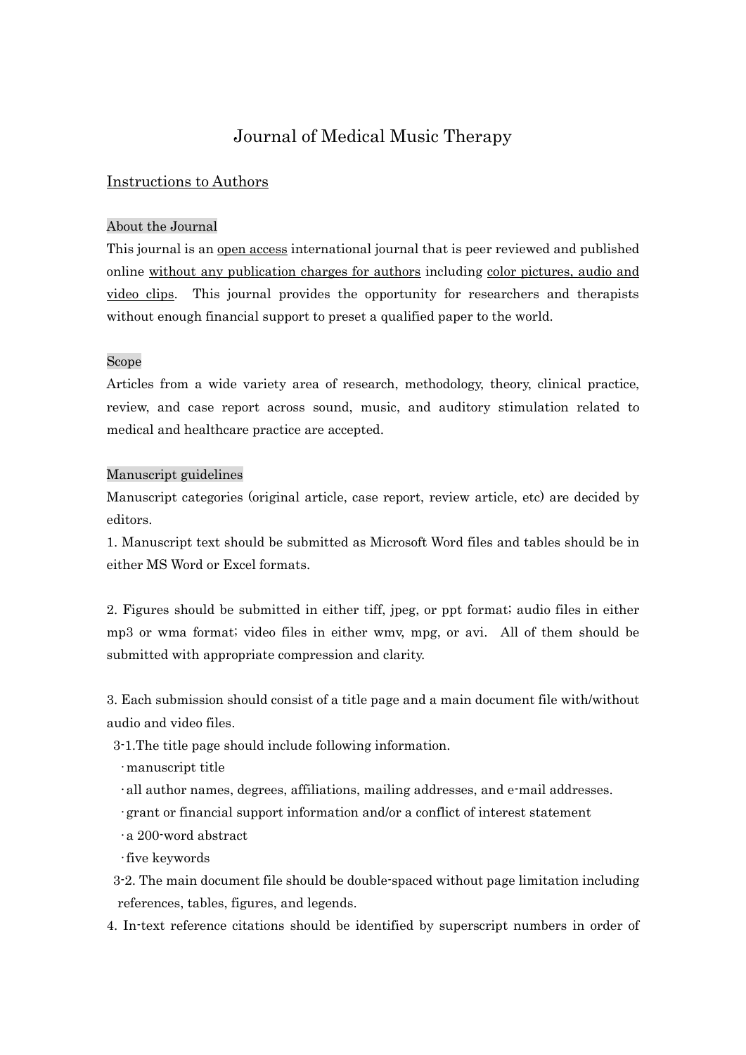# Journal of Medical Music Therapy

## Instructions to Authors

### About the Journal

This journal is an open access international journal that is peer reviewed and published online without any publication charges for authors including color pictures, audio and video clips. This journal provides the opportunity for researchers and therapists without enough financial support to preset a qualified paper to the world.

### Scope

Articles from a wide variety area of research, methodology, theory, clinical practice, review, and case report across sound, music, and auditory stimulation related to medical and healthcare practice are accepted.

### Manuscript guidelines

Manuscript categories (original article, case report, review article, etc) are decided by editors.

1. Manuscript text should be submitted as Microsoft Word files and tables should be in either MS Word or Excel formats.

2. Figures should be submitted in either tiff, jpeg, or ppt format; audio files in either mp3 or wma format; video files in either wmv, mpg, or avi. All of them should be submitted with appropriate compression and clarity.

3. Each submission should consist of a title page and a main document file with/without audio and video files.

  3-1.The title page should include following information.

   - manuscript title
   - all author names, degrees, affiliations, mailing addresses, and e-mail addresses.
   - grant or financial support information and/or a conflict of interest statement
   - a 200-word abstract
   - five keywords

  3-2. The main document file should be double-spaced without page limitation including references, tables, figures, and legends.

4. In-text reference citations should be identified by superscript numbers in order of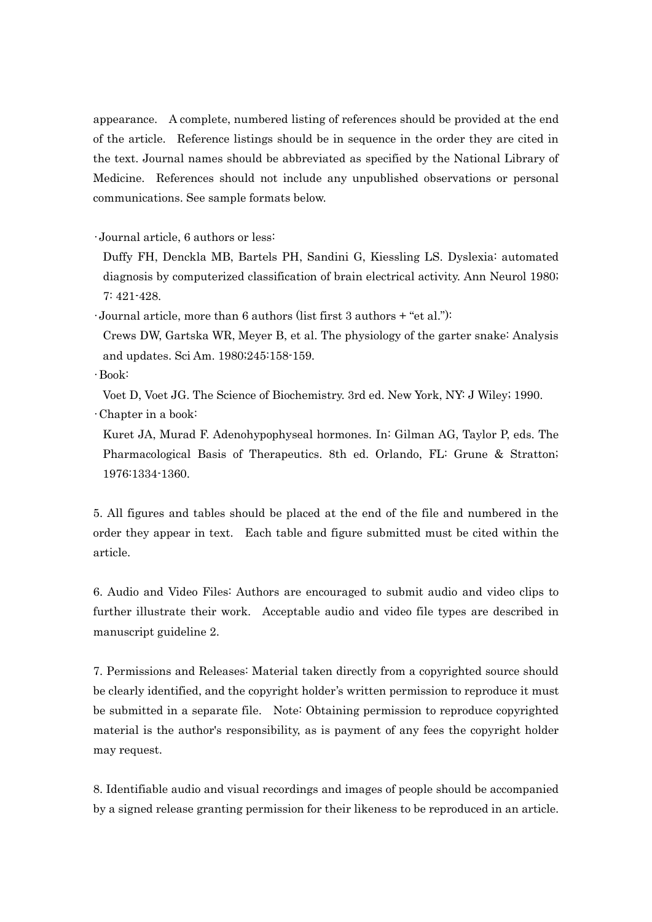appearance. A complete, numbered listing of references should be provided at the end of the article. Reference listings should be in sequence in the order they are cited in the text. Journal names should be abbreviated as specified by the National Library of Medicine. References should not include any unpublished observations or personal communications. See sample formats below.

- Journal article, 6 authors or less:
  Duffy FH, Denckla MB, Bartels PH, Sandini G, Kiessling LS. Dyslexia: automated diagnosis by computerized classification of brain electrical activity. Ann Neurol 1980; 7: 421-428.
- Journal article, more than 6 authors (list first 3 authors + "et al."):
  Crews DW, Gartska WR, Meyer B, et al. The physiology of the garter snake: Analysis and updates. Sci Am. 1980;245:158-159.
- Book:
  Voet D, Voet JG. The Science of Biochemistry. 3rd ed. New York, NY: J Wiley; 1990.
- Chapter in a book:
  Kuret JA, Murad F. Adenohypophyseal hormones. In: Gilman AG, Taylor P, eds. The Pharmacological Basis of Therapeutics. 8th ed. Orlando, FL: Grune & Stratton; 1976:1334-1360.

5. All figures and tables should be placed at the end of the file and numbered in the order they appear in text. Each table and figure submitted must be cited within the article.

6. Audio and Video Files: Authors are encouraged to submit audio and video clips to further illustrate their work. Acceptable audio and video file types are described in manuscript guideline 2.

7. Permissions and Releases: Material taken directly from a copyrighted source should be clearly identified, and the copyright holder's written permission to reproduce it must be submitted in a separate file. Note: Obtaining permission to reproduce copyrighted material is the author's responsibility, as is payment of any fees the copyright holder may request.

8. Identifiable audio and visual recordings and images of people should be accompanied by a signed release granting permission for their likeness to be reproduced in an article.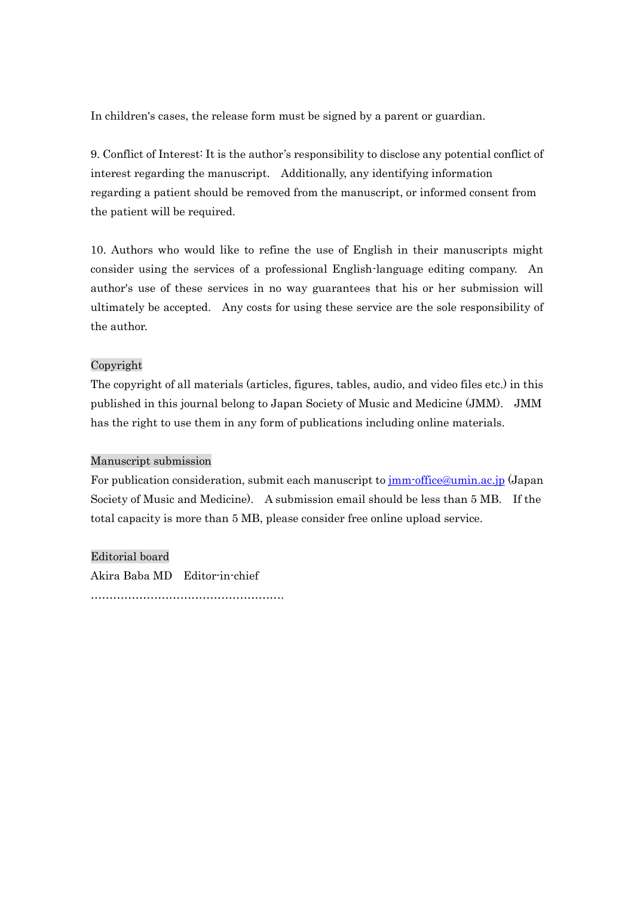In children's cases, the release form must be signed by a parent or guardian.

9. Conflict of Interest: It is the author's responsibility to disclose any potential conflict of interest regarding the manuscript. Additionally, any identifying information regarding a patient should be removed from the manuscript, or informed consent from the patient will be required.

10. Authors who would like to refine the use of English in their manuscripts might consider using the services of a professional English-language editing company. An author's use of these services in no way guarantees that his or her submission will ultimately be accepted. Any costs for using these service are the sole responsibility of the author.

## Copyright

The copyright of all materials (articles, figures, tables, audio, and video files etc.) in this published in this journal belong to Japan Society of Music and Medicine (JMM). JMM has the right to use them in any form of publications including online materials.

## Manuscript submission

For publication consideration, submit each manuscript to jmm-office@umin.ac.jp (Japan Society of Music and Medicine). A submission email should be less than 5 MB. If the total capacity is more than 5 MB, please consider free online upload service.

## Editorial board

Akira Baba MD Editor-in-chief

……………………………………………